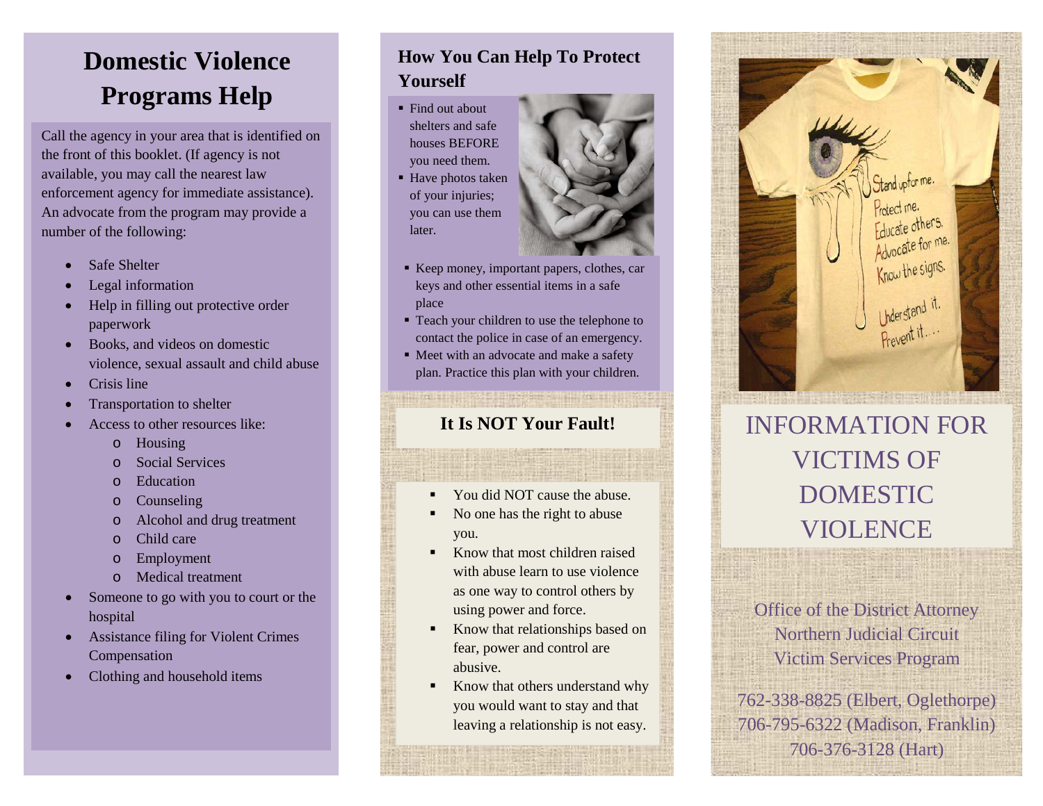# Domestic Violence Programs Help

Call the agency in your area that is identified on the front of this booklet. (If agency is not available, you may call the nearest law enforcement agency for immediate assistance). An advocate from the program may provide a number of the following:

- Safe Shelter
- Legal information
- Help in filling out protective order paperwork
- Books, and videos on domestic violence, sexual assault and child abuse
- Crisis line
- Transportation to shelter
- Access to other resources like:
  - Housing
  - Social Services
  - Education
  - Counseling
  - Alcohol and drug treatment
  - Child care
  - Employment
  - Medical treatment
- Someone to go with you to court or the hospital
- Assistance filing for Violent Crimes Compensation
- Clothing and household items

## How You Can Help To Protect Yourself

- Find out about shelters and safe houses BEFORE you need them.
- Have photos taken of your injuries; you can use them later.
- Keep money, important papers, clothes, car keys and other essential items in a safe place
- Teach your children to use the telephone to contact the police in case of an emergency.
- Meet with an advocate and make a safety plan. Practice this plan with your children.

## It Is NOT Your Fault!

- You did NOT cause the abuse.
- No one has the right to abuse you.
- Know that most children raised with abuse learn to use violence as one way to control others by using power and force.
- Know that relationships based on fear, power and control are abusive.
- Know that others understand why you would want to stay and that leaving a relationship is not easy.

# INFORMATION FOR VICTIMS OF DOMESTIC VIOLENCE

Office of the District Attorney
Northern Judicial Circuit
Victim Services Program

762-338-8825 (Elbert, Oglethorpe)
706-795-6322 (Madison, Franklin)
706-376-3128 (Hart)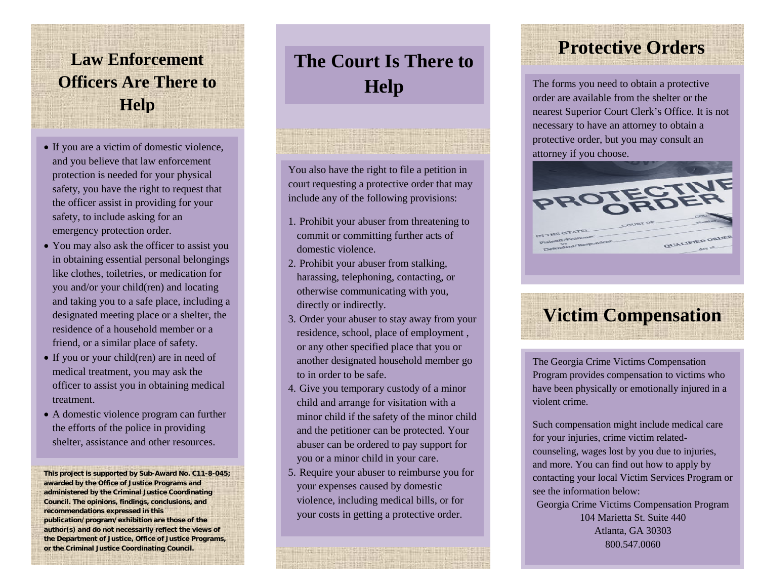## Law Enforcement Officers Are There to Help

- If you are a victim of domestic violence, and you believe that law enforcement protection is needed for your physical safety, you have the right to request that the officer assist in providing for your safety, to include asking for an emergency protection order.
- You may also ask the officer to assist you in obtaining essential personal belongings like clothes, toiletries, or medication for you and/or your child(ren) and locating and taking you to a safe place, including a designated meeting place or a shelter, the residence of a household member or a friend, or a similar place of safety.
- If you or your child(ren) are in need of medical treatment, you may ask the officer to assist you in obtaining medical treatment.
- A domestic violence program can further the efforts of the police in providing shelter, assistance and other resources.

**This project is supported by Sub-Award No. C11-8-045; awarded by the Office of Justice Programs and administered by the Criminal Justice Coordinating Council. The opinions, findings, conclusions, and recommendations expressed in this publication/program/exhibition are those of the author(s) and do not necessarily reflect the views of the Department of Justice, Office of Justice Programs, or the Criminal Justice Coordinating Council.**

## The Court Is There to Help

You also have the right to file a petition in court requesting a protective order that may include any of the following provisions:

1. Prohibit your abuser from threatening to commit or committing further acts of domestic violence.
2. Prohibit your abuser from stalking, harassing, telephoning, contacting, or otherwise communicating with you, directly or indirectly.
3. Order your abuser to stay away from your residence, school, place of employment , or any other specified place that you or another designated household member go to in order to be safe.
4. Give you temporary custody of a minor child and arrange for visitation with a minor child if the safety of the minor child and the petitioner can be protected. Your abuser can be ordered to pay support for you or a minor child in your care.
5. Require your abuser to reimburse you for your expenses caused by domestic violence, including medical bills, or for your costs in getting a protective order.

## Protective Orders

The forms you need to obtain a protective order are available from the shelter or the nearest Superior Court Clerk's Office. It is not necessary to have an attorney to obtain a protective order, but you may consult an attorney if you choose.

## Victim Compensation

The Georgia Crime Victims Compensation Program provides compensation to victims who have been physically or emotionally injured in a violent crime.

Such compensation might include medical care for your injuries, crime victim related-counseling, wages lost by you due to injuries, and more. You can find out how to apply by contacting your local Victim Services Program or see the information below:

Georgia Crime Victims Compensation Program
104 Marietta St. Suite 440
Atlanta, GA 30303
800.547.0060